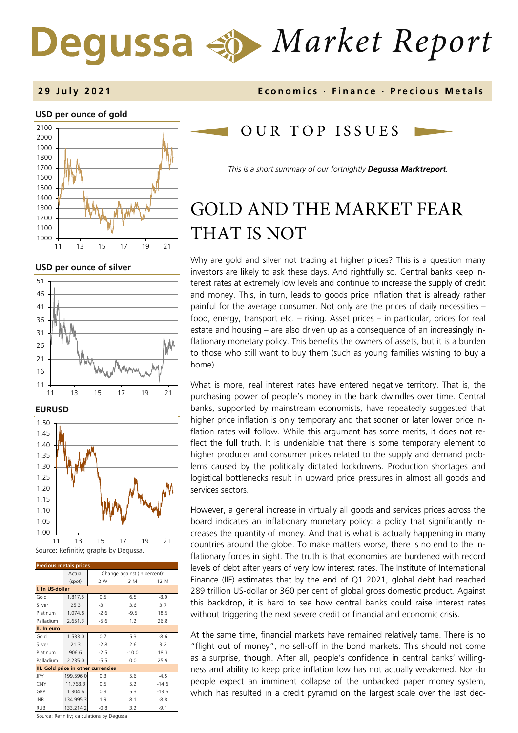# Degussa Market Report

**29 July 2021**

**Economics · Finance · Precious Metals**

**USD per ounce of gold**

**USD per ounce of silver**

**EURUSD**

Source: Refinitiv; graphs by Degussa.

| Precious metals prices | Actual (spot) | Change against (in percent): 2 W | 3 M | 12 M |
|---|---|---|---|---|
| **I. In US-dollar** | | | | |
| Gold | 1.817.5 | 0.5 | 6.5 | -8.0 |
| Silver | 25.3 | -3.1 | 3.6 | 3.7 |
| Platinum | 1.074.8 | -2.6 | -9.5 | 18.5 |
| Palladium | 2.651.3 | -5.6 | 1.2 | 26.8 |
| **II. In euro** | | | | |
| Gold | 1.533.0 | 0.7 | 5.3 | -8.6 |
| Silver | 21.3 | -2.8 | 2.6 | 3.2 |
| Platinum | 906.6 | -2.5 | -10.0 | 18.3 |
| Palladium | 2.235.0 | -5.5 | 0.0 | 25.9 |
| **III. Gold price in other currencies** | | | | |
| JPY | 199.596.0 | 0.3 | 5.6 | -4.5 |
| CNY | 11.768.3 | 0.5 | 5.2 | -14.6 |
| GBP | 1.304.6 | 0.3 | 5.3 | -13.6 |
| INR | 134.995.3 | 1.9 | 8.1 | -8.8 |
| RUB | 133.214.2 | -0.8 | 3.2 | -9.1 |

Source: Refinitiv; calculations by Degussa.

## OUR TOP ISSUES

*This is a short summary of our fortnightly **Degussa Marktreport**.*

# GOLD AND THE MARKET FEAR THAT IS NOT

Why are gold and silver not trading at higher prices? This is a question many investors are likely to ask these days. And rightfully so. Central banks keep interest rates at extremely low levels and continue to increase the supply of credit and money. This, in turn, leads to goods price inflation that is already rather painful for the average consumer. Not only are the prices of daily necessities – food, energy, transport etc. – rising. Asset prices – in particular, prices for real estate and housing – are also driven up as a consequence of an increasingly inflationary monetary policy. This benefits the owners of assets, but it is a burden to those who still want to buy them (such as young families wishing to buy a home).

What is more, real interest rates have entered negative territory. That is, the purchasing power of people's money in the bank dwindles over time. Central banks, supported by mainstream economists, have repeatedly suggested that higher price inflation is only temporary and that sooner or later lower price inflation rates will follow. While this argument has some merits, it does not reflect the full truth. It is undeniable that there is some temporary element to higher producer and consumer prices related to the supply and demand problems caused by the politically dictated lockdowns. Production shortages and logistical bottlenecks result in upward price pressures in almost all goods and services sectors.

However, a general increase in virtually all goods and services prices across the board indicates an inflationary monetary policy: a policy that significantly increases the quantity of money. And that is what is actually happening in many countries around the globe. To make matters worse, there is no end to the inflationary forces in sight. The truth is that economies are burdened with record levels of debt after years of very low interest rates. The Institute of International Finance (IIF) estimates that by the end of Q1 2021, global debt had reached 289 trillion US-dollar or 360 per cent of global gross domestic product. Against this backdrop, it is hard to see how central banks could raise interest rates without triggering the next severe credit or financial and economic crisis.

At the same time, financial markets have remained relatively tame. There is no "flight out of money", no sell-off in the bond markets. This should not come as a surprise, though. After all, people's confidence in central banks' willingness and ability to keep price inflation low has not actually weakened. Nor do people expect an imminent collapse of the unbacked paper money system, which has resulted in a credit pyramid on the largest scale over the last dec-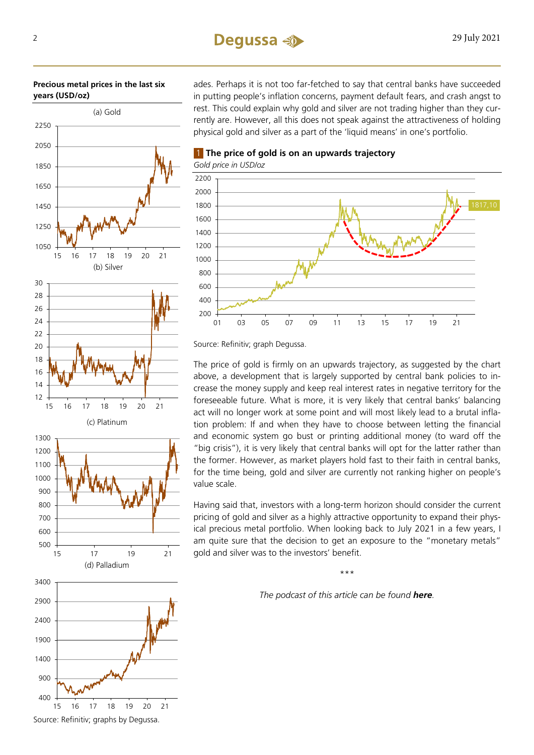**Precious metal prices in the last six years (USD/oz)**

(a) Gold

(b) Silver

(c) Platinum

(d) Palladium

Source: Refinitiv; graphs by Degussa.

ades. Perhaps it is not too far-fetched to say that central banks have succeeded in putting people's inflation concerns, payment default fears, and crash angst to rest. This could explain why gold and silver are not trading higher than they currently are. However, all this does not speak against the attractiveness of holding physical gold and silver as a part of the 'liquid means' in one's portfolio.

**1 The price of gold is on an upwards trajectory**

*Gold price in USD/oz*

Source: Refinitiv; graph Degussa.

The price of gold is firmly on an upwards trajectory, as suggested by the chart above, a development that is largely supported by central bank policies to increase the money supply and keep real interest rates in negative territory for the foreseeable future. What is more, it is very likely that central banks' balancing act will no longer work at some point and will most likely lead to a brutal inflation problem: If and when they have to choose between letting the financial and economic system go bust or printing additional money (to ward off the "big crisis"), it is very likely that central banks will opt for the latter rather than the former. However, as market players hold fast to their faith in central banks, for the time being, gold and silver are currently not ranking higher on people's value scale.

Having said that, investors with a long-term horizon should consider the current pricing of gold and silver as a highly attractive opportunity to expand their physical precious metal portfolio. When looking back to July 2021 in a few years, I am quite sure that the decision to get an exposure to the "monetary metals" gold and silver was to the investors' benefit.

\*\*\*

*The podcast of this article can be found **here**.*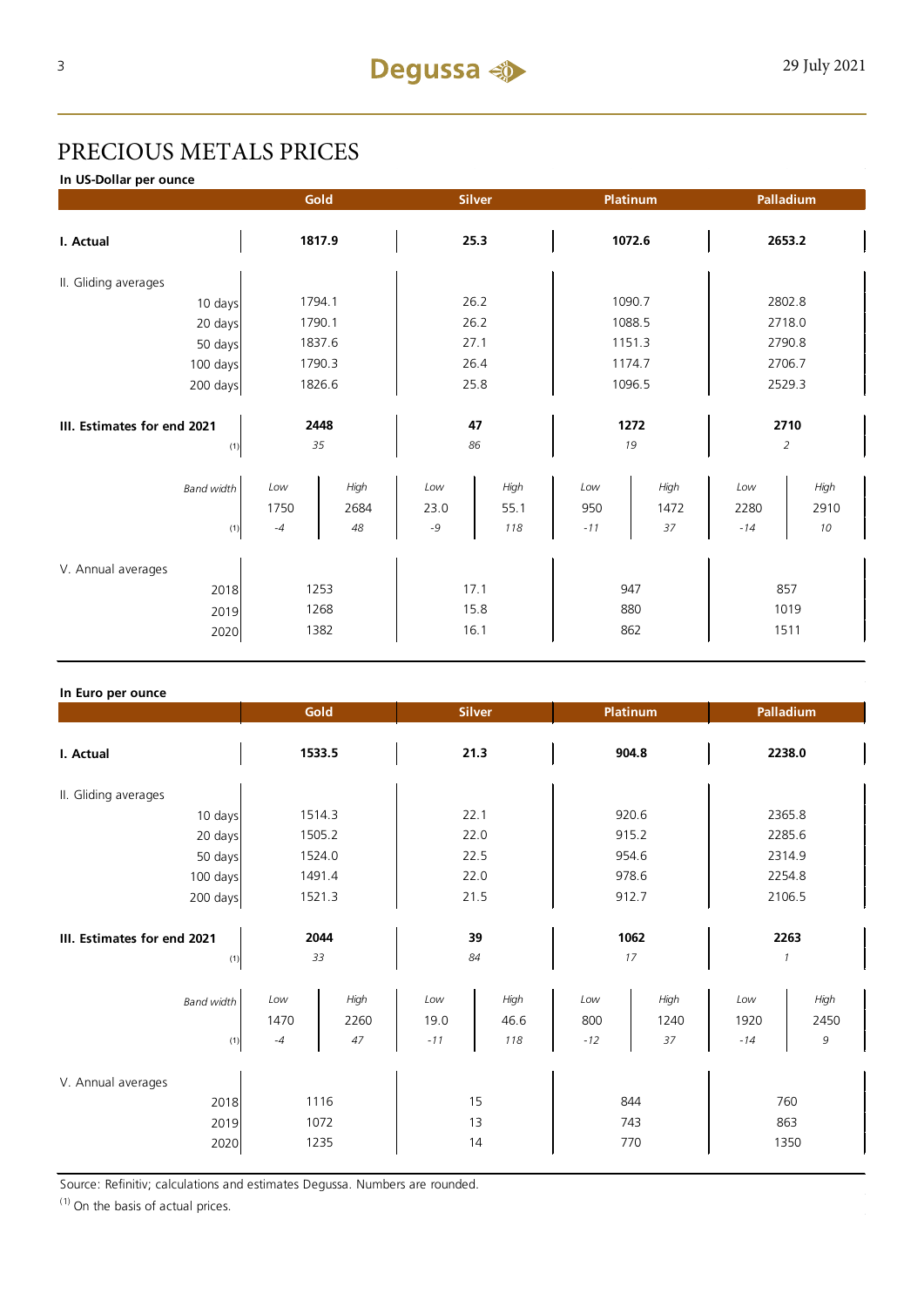# PRECIOUS METALS PRICES

**In US-Dollar per ounce**

| | Gold | | Silver | | Platinum | | Palladium | |
|---|---|---|---|---|---|---|---|---|
| **I. Actual** | **1817.9** | | **25.3** | | **1072.6** | | **2653.2** | |
| II. Gliding averages | | | | | | | | |
| 10 days | 1794.1 | | 26.2 | | 1090.7 | | 2802.8 | |
| 20 days | 1790.1 | | 26.2 | | 1088.5 | | 2718.0 | |
| 50 days | 1837.6 | | 27.1 | | 1151.3 | | 2790.8 | |
| 100 days | 1790.3 | | 26.4 | | 1174.7 | | 2706.7 | |
| 200 days | 1826.6 | | 25.8 | | 1096.5 | | 2529.3 | |
| **III. Estimates for end 2021** | **2448** | | **47** | | **1272** | | **2710** | |
| (1) | *35* | | *86* | | *19* | | *2* | |
| *Band width* | *Low* | *High* | *Low* | *High* | *Low* | *High* | *Low* | *High* |
| | 1750 | 2684 | 23.0 | 55.1 | 950 | 1472 | 2280 | 2910 |
| (1) | *-4* | *48* | *-9* | *118* | *-11* | *37* | *-14* | *10* |
| V. Annual averages | | | | | | | | |
| 2018 | 1253 | | 17.1 | | 947 | | 857 | |
| 2019 | 1268 | | 15.8 | | 880 | | 1019 | |
| 2020 | 1382 | | 16.1 | | 862 | | 1511 | |

**In Euro per ounce**

| | Gold | | Silver | | Platinum | | Palladium | |
|---|---|---|---|---|---|---|---|---|
| **I. Actual** | **1533.5** | | **21.3** | | **904.8** | | **2238.0** | |
| II. Gliding averages | | | | | | | | |
| 10 days | 1514.3 | | 22.1 | | 920.6 | | 2365.8 | |
| 20 days | 1505.2 | | 22.0 | | 915.2 | | 2285.6 | |
| 50 days | 1524.0 | | 22.5 | | 954.6 | | 2314.9 | |
| 100 days | 1491.4 | | 22.0 | | 978.6 | | 2254.8 | |
| 200 days | 1521.3 | | 21.5 | | 912.7 | | 2106.5 | |
| **III. Estimates for end 2021** | **2044** | | **39** | | **1062** | | **2263** | |
| (1) | *33* | | *84* | | *17* | | *1* | |
| *Band width* | *Low* | *High* | *Low* | *High* | *Low* | *High* | *Low* | *High* |
| | 1470 | 2260 | 19.0 | 46.6 | 800 | 1240 | 1920 | 2450 |
| (1) | *-4* | *47* | *-11* | *118* | *-12* | *37* | *-14* | *9* |
| V. Annual averages | | | | | | | | |
| 2018 | 1116 | | 15 | | 844 | | 760 | |
| 2019 | 1072 | | 13 | | 743 | | 863 | |
| 2020 | 1235 | | 14 | | 770 | | 1350 | |

Source: Refinitiv; calculations and estimates Degussa. Numbers are rounded.

(1) On the basis of actual prices.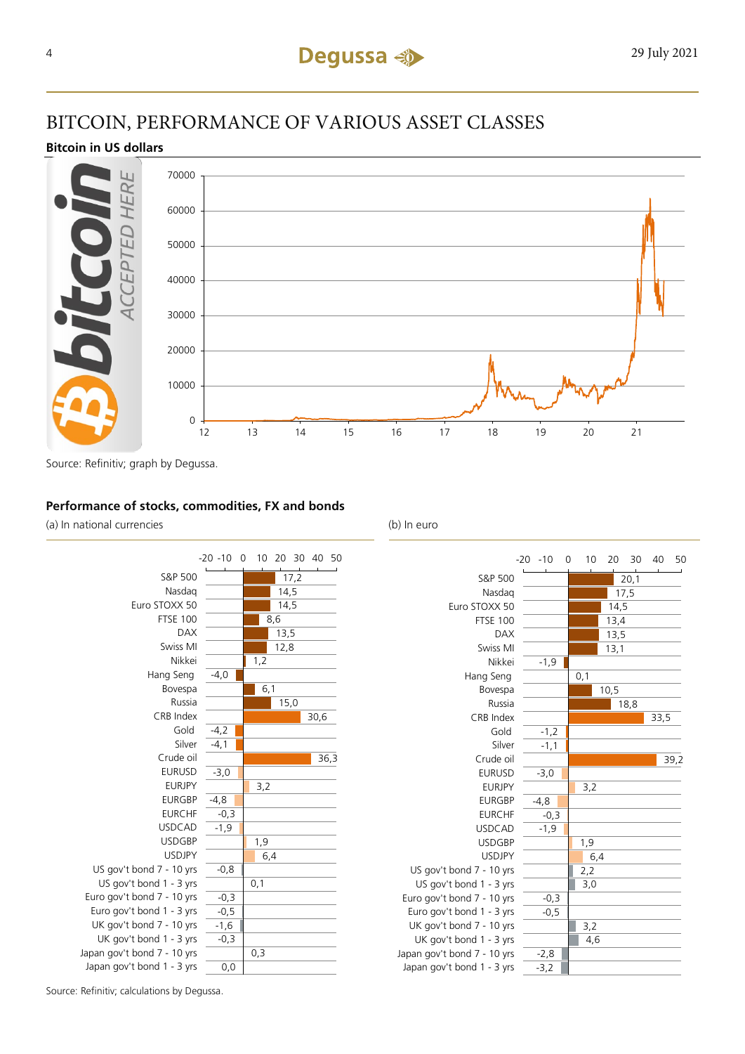# BITCOIN, PERFORMANCE OF VARIOUS ASSET CLASSES

### Bitcoin in US dollars

Source: Refinitiv; graph by Degussa.

### Performance of stocks, commodities, FX and bonds

| | (a) In national currencies | (b) In euro |
|---|---|---|
| S&P 500 | 17,2 | 20,1 |
| Nasdaq | 14,5 | 17,5 |
| Euro STOXX 50 | 14,5 | 14,5 |
| FTSE 100 | 8,6 | 13,4 |
| DAX | 13,5 | 13,5 |
| Swiss MI | 12,8 | 13,1 |
| Nikkei | 1,2 | -1,9 |
| Hang Seng | -4,0 | 0,1 |
| Bovespa | 6,1 | 10,5 |
| Russia | 15,0 | 18,8 |
| CRB Index | 30,6 | 33,5 |
| Gold | -4,2 | -1,2 |
| Silver | -4,1 | -1,1 |
| Crude oil | 36,3 | 39,2 |
| EURUSD | -3,0 | -3,0 |
| EURJPY | 3,2 | 3,2 |
| EURGBP | -4,8 | -4,8 |
| EURCHF | -0,3 | -0,3 |
| USDCAD | -1,9 | -1,9 |
| USDGBP | 1,9 | 1,9 |
| USDJPY | 6,4 | 6,4 |
| US gov't bond 7 - 10 yrs | -0,8 | 2,2 |
| US gov't bond 1 - 3 yrs | 0,1 | 3,0 |
| Euro gov't bond 7 - 10 yrs | -0,3 | -0,3 |
| Euro gov't bond 1 - 3 yrs | -0,5 | -0,5 |
| UK gov't bond 7 - 10 yrs | -1,6 | 3,2 |
| UK gov't bond 1 - 3 yrs | -0,3 | 4,6 |
| Japan gov't bond 7 - 10 yrs | 0,3 | -2,8 |
| Japan gov't bond 1 - 3 yrs | 0,0 | -3,2 |

Source: Refinitiv; calculations by Degussa.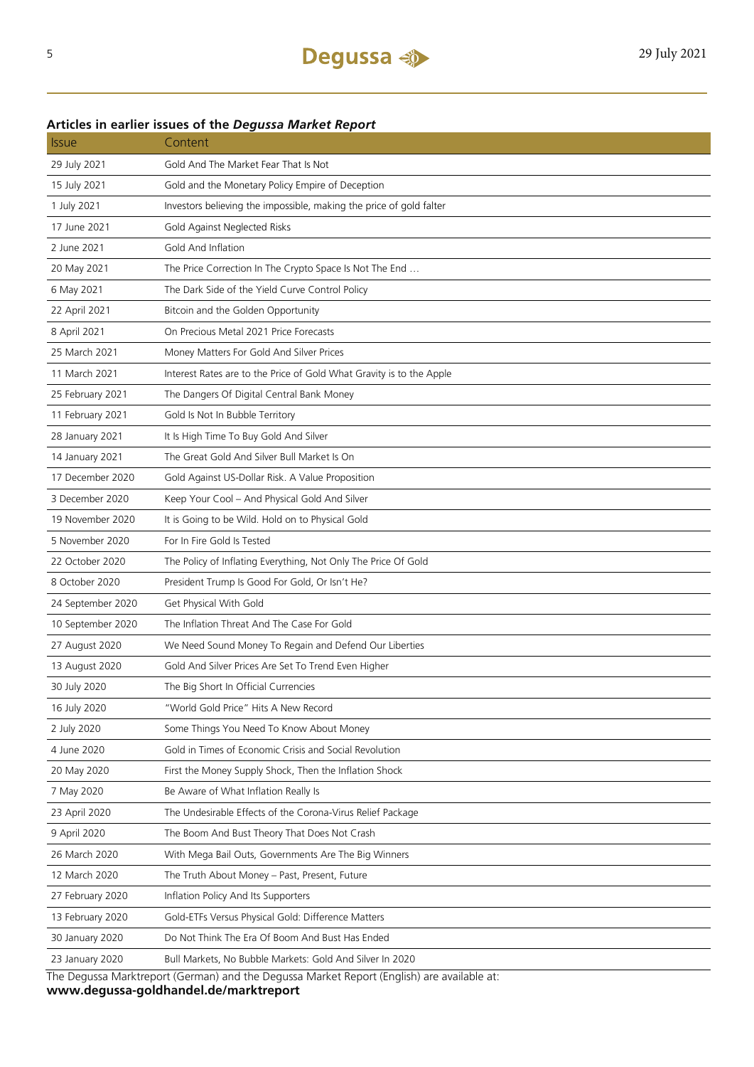**Articles in earlier issues of the *Degussa Market Report***

| Issue | Content |
|---|---|
| 29 July 2021 | Gold And The Market Fear That Is Not |
| 15 July 2021 | Gold and the Monetary Policy Empire of Deception |
| 1 July 2021 | Investors believing the impossible, making the price of gold falter |
| 17 June 2021 | Gold Against Neglected Risks |
| 2 June 2021 | Gold And Inflation |
| 20 May 2021 | The Price Correction In The Crypto Space Is Not The End … |
| 6 May 2021 | The Dark Side of the Yield Curve Control Policy |
| 22 April 2021 | Bitcoin and the Golden Opportunity |
| 8 April 2021 | On Precious Metal 2021 Price Forecasts |
| 25 March 2021 | Money Matters For Gold And Silver Prices |
| 11 March 2021 | Interest Rates are to the Price of Gold What Gravity is to the Apple |
| 25 February 2021 | The Dangers Of Digital Central Bank Money |
| 11 February 2021 | Gold Is Not In Bubble Territory |
| 28 January 2021 | It Is High Time To Buy Gold And Silver |
| 14 January 2021 | The Great Gold And Silver Bull Market Is On |
| 17 December 2020 | Gold Against US-Dollar Risk. A Value Proposition |
| 3 December 2020 | Keep Your Cool – And Physical Gold And Silver |
| 19 November 2020 | It is Going to be Wild. Hold on to Physical Gold |
| 5 November 2020 | For In Fire Gold Is Tested |
| 22 October 2020 | The Policy of Inflating Everything, Not Only The Price Of Gold |
| 8 October 2020 | President Trump Is Good For Gold, Or Isn't He? |
| 24 September 2020 | Get Physical With Gold |
| 10 September 2020 | The Inflation Threat And The Case For Gold |
| 27 August 2020 | We Need Sound Money To Regain and Defend Our Liberties |
| 13 August 2020 | Gold And Silver Prices Are Set To Trend Even Higher |
| 30 July 2020 | The Big Short In Official Currencies |
| 16 July 2020 | "World Gold Price" Hits A New Record |
| 2 July 2020 | Some Things You Need To Know About Money |
| 4 June 2020 | Gold in Times of Economic Crisis and Social Revolution |
| 20 May 2020 | First the Money Supply Shock, Then the Inflation Shock |
| 7 May 2020 | Be Aware of What Inflation Really Is |
| 23 April 2020 | The Undesirable Effects of the Corona-Virus Relief Package |
| 9 April 2020 | The Boom And Bust Theory That Does Not Crash |
| 26 March 2020 | With Mega Bail Outs, Governments Are The Big Winners |
| 12 March 2020 | The Truth About Money – Past, Present, Future |
| 27 February 2020 | Inflation Policy And Its Supporters |
| 13 February 2020 | Gold-ETFs Versus Physical Gold: Difference Matters |
| 30 January 2020 | Do Not Think The Era Of Boom And Bust Has Ended |
| 23 January 2020 | Bull Markets, No Bubble Markets: Gold And Silver In 2020 |

The Degussa Marktreport (German) and the Degussa Market Report (English) are available at:
**www.degussa-goldhandel.de/marktreport**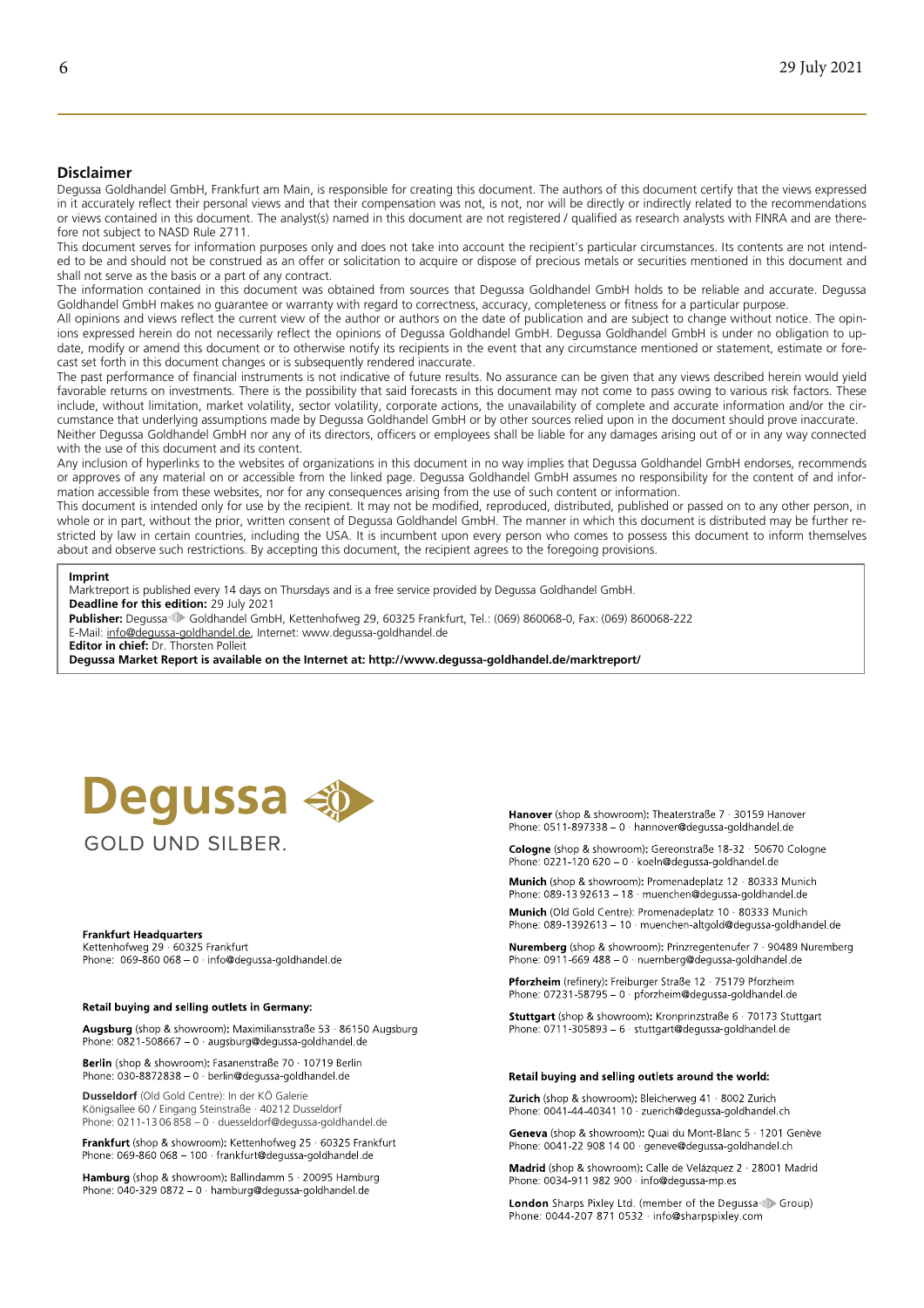## Disclaimer

Degussa Goldhandel GmbH, Frankfurt am Main, is responsible for creating this document. The authors of this document certify that the views expressed in it accurately reflect their personal views and that their compensation was not, is not, nor will be directly or indirectly related to the recommendations or views contained in this document. The analyst(s) named in this document are not registered / qualified as research analysts with FINRA and are therefore not subject to NASD Rule 2711.

This document serves for information purposes only and does not take into account the recipient's particular circumstances. Its contents are not intended to be and should not be construed as an offer or solicitation to acquire or dispose of precious metals or securities mentioned in this document and shall not serve as the basis or a part of any contract.

The information contained in this document was obtained from sources that Degussa Goldhandel GmbH holds to be reliable and accurate. Degussa Goldhandel GmbH makes no guarantee or warranty with regard to correctness, accuracy, completeness or fitness for a particular purpose.

All opinions and views reflect the current view of the author or authors on the date of publication and are subject to change without notice. The opinions expressed herein do not necessarily reflect the opinions of Degussa Goldhandel GmbH. Degussa Goldhandel GmbH is under no obligation to update, modify or amend this document or to otherwise notify its recipients in the event that any circumstance mentioned or statement, estimate or forecast set forth in this document changes or is subsequently rendered inaccurate.

The past performance of financial instruments is not indicative of future results. No assurance can be given that any views described herein would yield favorable returns on investments. There is the possibility that said forecasts in this document may not come to pass owing to various risk factors. These include, without limitation, market volatility, sector volatility, corporate actions, the unavailability of complete and accurate information and/or the circumstance that underlying assumptions made by Degussa Goldhandel GmbH or by other sources relied upon in the document should prove inaccurate.

Neither Degussa Goldhandel GmbH nor any of its directors, officers or employees shall be liable for any damages arising out of or in any way connected with the use of this document and its content.

Any inclusion of hyperlinks to the websites of organizations in this document in no way implies that Degussa Goldhandel GmbH endorses, recommends or approves of any material on or accessible from the linked page. Degussa Goldhandel GmbH assumes no responsibility for the content of and information accessible from these websites, nor for any consequences arising from the use of such content or information.

This document is intended only for use by the recipient. It may not be modified, reproduced, distributed, published or passed on to any other person, in whole or in part, without the prior, written consent of Degussa Goldhandel GmbH. The manner in which this document is distributed may be further restricted by law in certain countries, including the USA. It is incumbent upon every person who comes to possess this document to inform themselves about and observe such restrictions. By accepting this document, the recipient agrees to the foregoing provisions.

**Imprint**

Marktreport is published every 14 days on Thursdays and is a free service provided by Degussa Goldhandel GmbH.

**Deadline for this edition:** 29 July 2021

**Publisher:** Degussa Goldhandel GmbH, Kettenhofweg 29, 60325 Frankfurt, Tel.: (069) 860068-0, Fax: (069) 860068-222

E-Mail: info@degussa-goldhandel.de, Internet: www.degussa-goldhandel.de

**Editor in chief:** Dr. Thorsten Polleit

**Degussa Market Report is available on the Internet at: http://www.degussa-goldhandel.de/marktreport/**

Degussa

GOLD UND SILBER.

**Frankfurt Headquarters**
Kettenhofweg 29 · 60325 Frankfurt
Phone: 069-860 068 – 0 · info@degussa-goldhandel.de

**Retail buying and selling outlets in Germany:**

**Augsburg** (shop & showroom)**:** Maximiliansstraße 53 · 86150 Augsburg
Phone: 0821-508667 – 0 · augsburg@degussa-goldhandel.de

**Berlin** (shop & showroom)**:** Fasanenstraße 70 · 10719 Berlin
Phone: 030-8872838 – 0 · berlin@degussa-goldhandel.de

**Dusseldorf** (Old Gold Centre): In der KÖ Galerie
Königsallee 60 / Eingang Steinstraße · 40212 Dusseldorf
Phone: 0211-13 06 858 – 0 · duesseldorf@degussa-goldhandel.de

**Frankfurt** (shop & showroom)**:** Kettenhofweg 25 · 60325 Frankfurt
Phone: 069-860 068 – 100 · frankfurt@degussa-goldhandel.de

**Hamburg** (shop & showroom)**:** Ballindamm 5 · 20095 Hamburg
Phone: 040-329 0872 – 0 · hamburg@degussa-goldhandel.de

**Hanover** (shop & showroom)**:** Theaterstraße 7 · 30159 Hanover
Phone: 0511-897338 – 0 · hannover@degussa-goldhandel.de

**Cologne** (shop & showroom)**:** Gereonstraße 18-32 · 50670 Cologne
Phone: 0221-120 620 – 0 · koeln@degussa-goldhandel.de

**Munich** (shop & showroom)**:** Promenadeplatz 12 · 80333 Munich
Phone: 089-13 92613 – 18 · muenchen@degussa-goldhandel.de

**Munich** (Old Gold Centre): Promenadeplatz 10 · 80333 Munich
Phone: 089-1392613 – 10 · muenchen-altgold@degussa-goldhandel.de

**Nuremberg** (shop & showroom)**:** Prinzregentenufer 7 · 90489 Nuremberg
Phone: 0911-669 488 – 0 · nuernberg@degussa-goldhandel.de

**Pforzheim** (refinery)**:** Freiburger Straße 12 · 75179 Pforzheim
Phone: 07231-58795 – 0 · pforzheim@degussa-goldhandel.de

**Stuttgart** (shop & showroom)**:** Kronprinzstraße 6 · 70173 Stuttgart
Phone: 0711-305893 – 6 · stuttgart@degussa-goldhandel.de

**Retail buying and selling outlets around the world:**

**Zurich** (shop & showroom)**:** Bleicherweg 41 · 8002 Zurich
Phone: 0041-44-40341 10 · zuerich@degussa-goldhandel.ch

**Geneva** (shop & showroom)**:** Quai du Mont-Blanc 5 · 1201 Genève
Phone: 0041-22 908 14 00 · geneve@degussa-goldhandel.ch

**Madrid** (shop & showroom)**:** Calle de Velázquez 2 · 28001 Madrid
Phone: 0034-911 982 900 · info@degussa-mp.es

**London** Sharps Pixley Ltd. (member of the Degussa Group)
Phone: 0044-207 871 0532 · info@sharpspixley.com